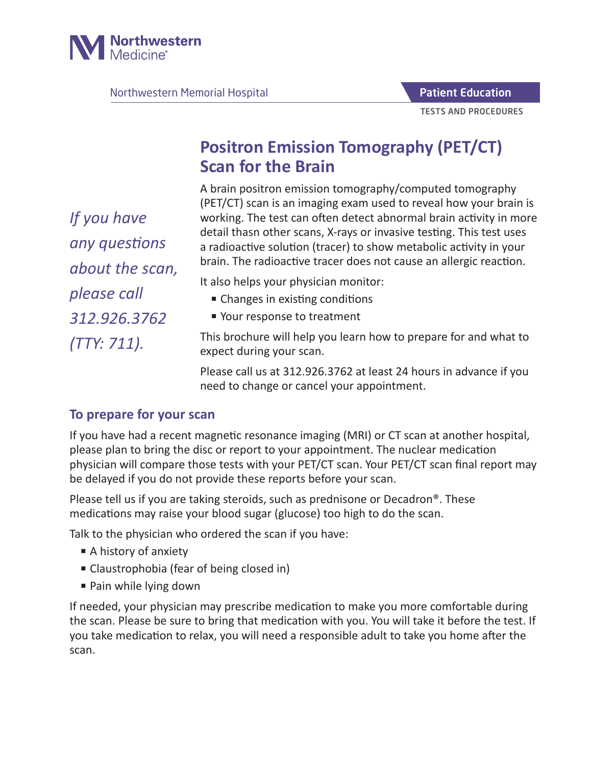Northwestern Medicine

Northwestern Memorial Hospital

Patient Education

TESTS AND PROCEDURES

# Positron Emission Tomography (PET/CT) Scan for the Brain

*If you have any questions about the scan, please call 312.926.3762 (TTY: 711).*

A brain positron emission tomography/computed tomography (PET/CT) scan is an imaging exam used to reveal how your brain is working. The test can often detect abnormal brain activity in more detail thasn other scans, X-rays or invasive testing. This test uses a radioactive solution (tracer) to show metabolic activity in your brain. The radioactive tracer does not cause an allergic reaction.

It also helps your physician monitor:

- Changes in existing conditions
- Your response to treatment

This brochure will help you learn how to prepare for and what to expect during your scan.

Please call us at 312.926.3762 at least 24 hours in advance if you need to change or cancel your appointment.

## To prepare for your scan

If you have had a recent magnetic resonance imaging (MRI) or CT scan at another hospital, please plan to bring the disc or report to your appointment. The nuclear medication physician will compare those tests with your PET/CT scan. Your PET/CT scan final report may be delayed if you do not provide these reports before your scan.

Please tell us if you are taking steroids, such as prednisone or Decadron®. These medications may raise your blood sugar (glucose) too high to do the scan.

Talk to the physician who ordered the scan if you have:

- A history of anxiety
- Claustrophobia (fear of being closed in)
- Pain while lying down

If needed, your physician may prescribe medication to make you more comfortable during the scan. Please be sure to bring that medication with you. You will take it before the test. If you take medication to relax, you will need a responsible adult to take you home after the scan.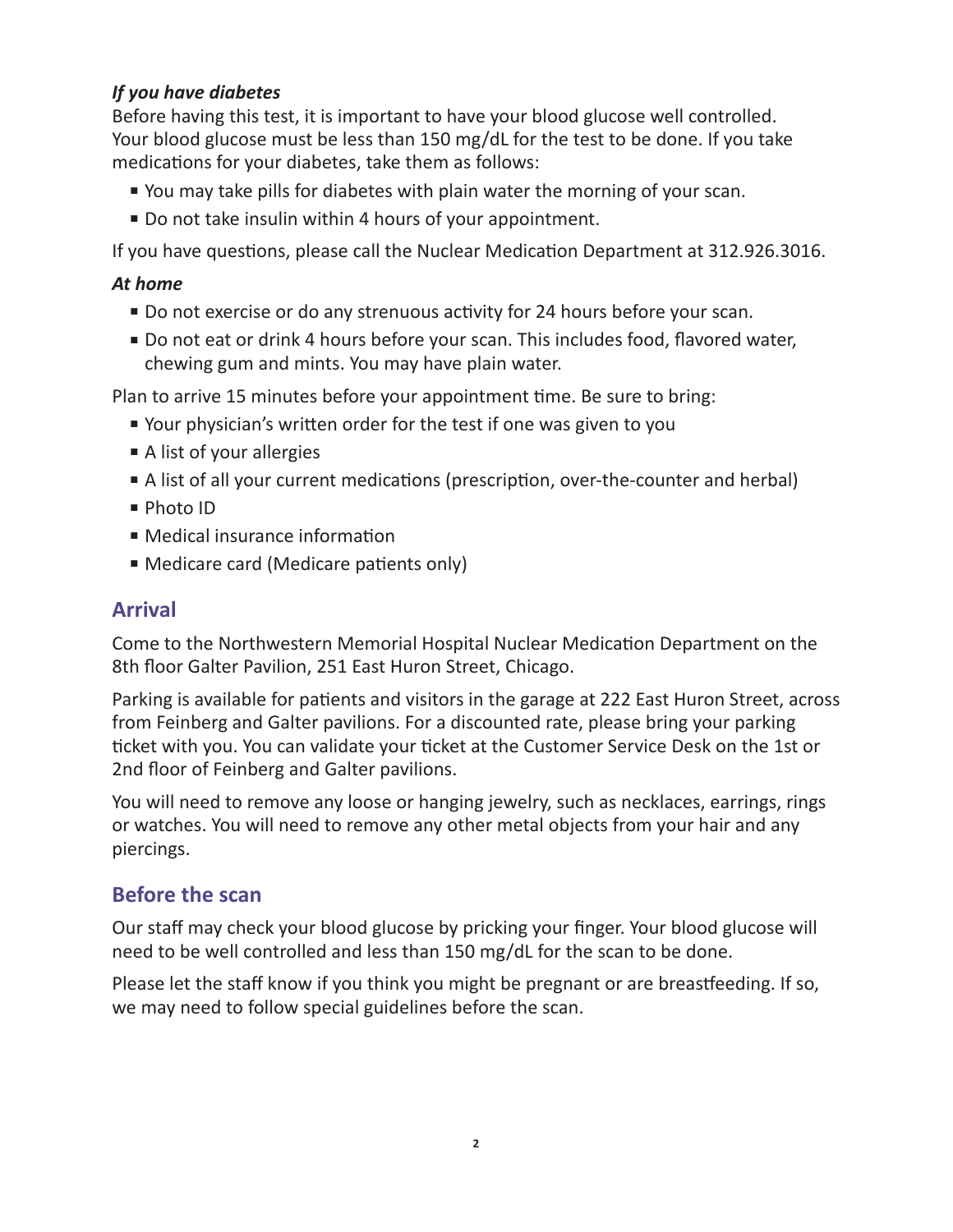### *If you have diabetes*

Before having this test, it is important to have your blood glucose well controlled. Your blood glucose must be less than 150 mg/dL for the test to be done. If you take medications for your diabetes, take them as follows:

- You may take pills for diabetes with plain water the morning of your scan.
- Do not take insulin within 4 hours of your appointment.

If you have questions, please call the Nuclear Medication Department at 312.926.3016.

### *At home*

- Do not exercise or do any strenuous activity for 24 hours before your scan.
- Do not eat or drink 4 hours before your scan. This includes food, flavored water, chewing gum and mints. You may have plain water.

Plan to arrive 15 minutes before your appointment time. Be sure to bring:

- Your physician's written order for the test if one was given to you
- A list of your allergies
- A list of all your current medications (prescription, over-the-counter and herbal)
- Photo ID
- Medical insurance information
- Medicare card (Medicare patients only)

## Arrival

Come to the Northwestern Memorial Hospital Nuclear Medication Department on the 8th floor Galter Pavilion, 251 East Huron Street, Chicago.

Parking is available for patients and visitors in the garage at 222 East Huron Street, across from Feinberg and Galter pavilions. For a discounted rate, please bring your parking ticket with you. You can validate your ticket at the Customer Service Desk on the 1st or 2nd floor of Feinberg and Galter pavilions.

You will need to remove any loose or hanging jewelry, such as necklaces, earrings, rings or watches. You will need to remove any other metal objects from your hair and any piercings.

## Before the scan

Our staff may check your blood glucose by pricking your finger. Your blood glucose will need to be well controlled and less than 150 mg/dL for the scan to be done.

Please let the staff know if you think you might be pregnant or are breastfeeding. If so, we may need to follow special guidelines before the scan.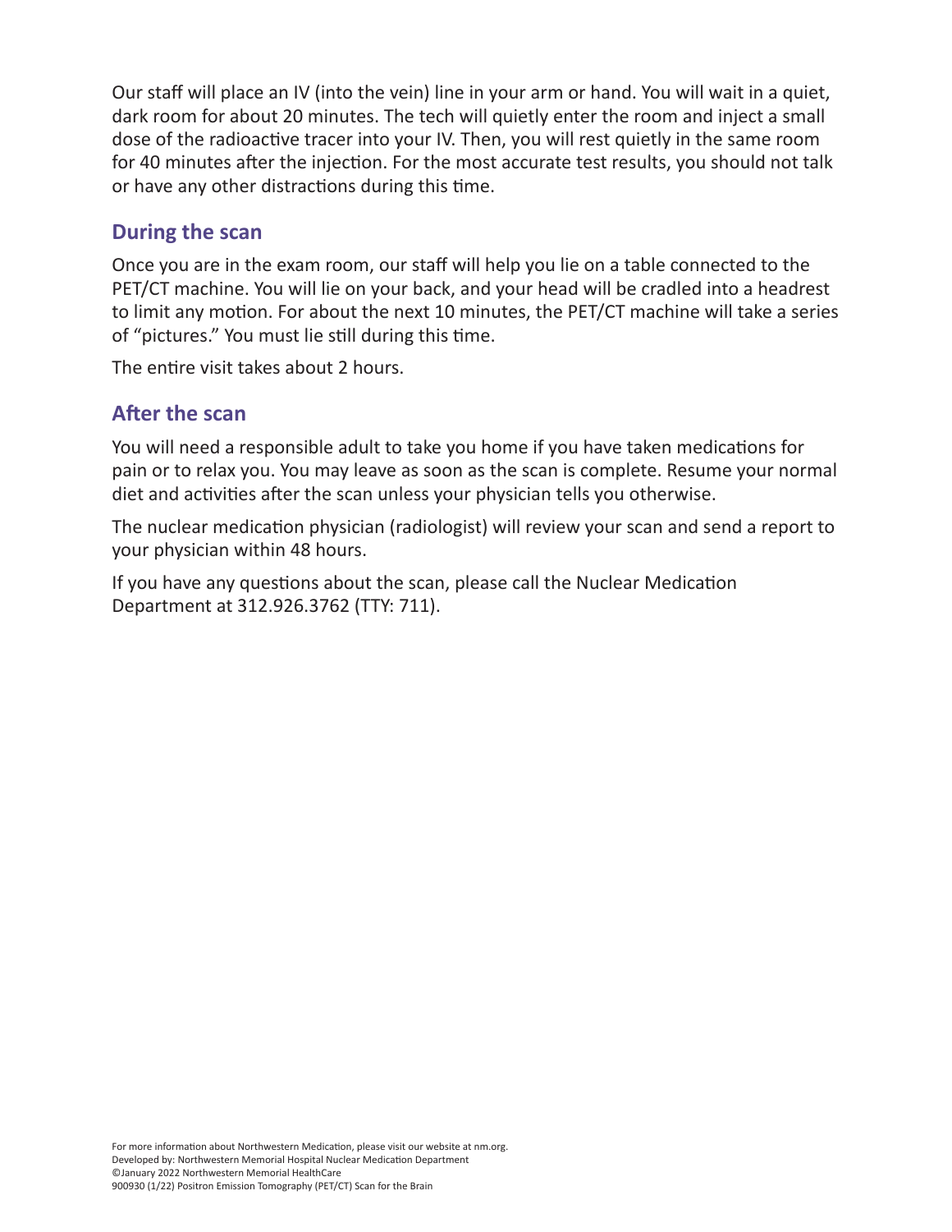Our staff will place an IV (into the vein) line in your arm or hand. You will wait in a quiet, dark room for about 20 minutes. The tech will quietly enter the room and inject a small dose of the radioactive tracer into your IV. Then, you will rest quietly in the same room for 40 minutes after the injection. For the most accurate test results, you should not talk or have any other distractions during this time.

## During the scan

Once you are in the exam room, our staff will help you lie on a table connected to the PET/CT machine. You will lie on your back, and your head will be cradled into a headrest to limit any motion. For about the next 10 minutes, the PET/CT machine will take a series of "pictures." You must lie still during this time.

The entire visit takes about 2 hours.

## After the scan

You will need a responsible adult to take you home if you have taken medications for pain or to relax you. You may leave as soon as the scan is complete. Resume your normal diet and activities after the scan unless your physician tells you otherwise.

The nuclear medication physician (radiologist) will review your scan and send a report to your physician within 48 hours.

If you have any questions about the scan, please call the Nuclear Medication Department at 312.926.3762 (TTY: 711).

For more information about Northwestern Medication, please visit our website at nm.org.
Developed by: Northwestern Memorial Hospital Nuclear Medication Department
©January 2022 Northwestern Memorial HealthCare
900930 (1/22) Positron Emission Tomography (PET/CT) Scan for the Brain